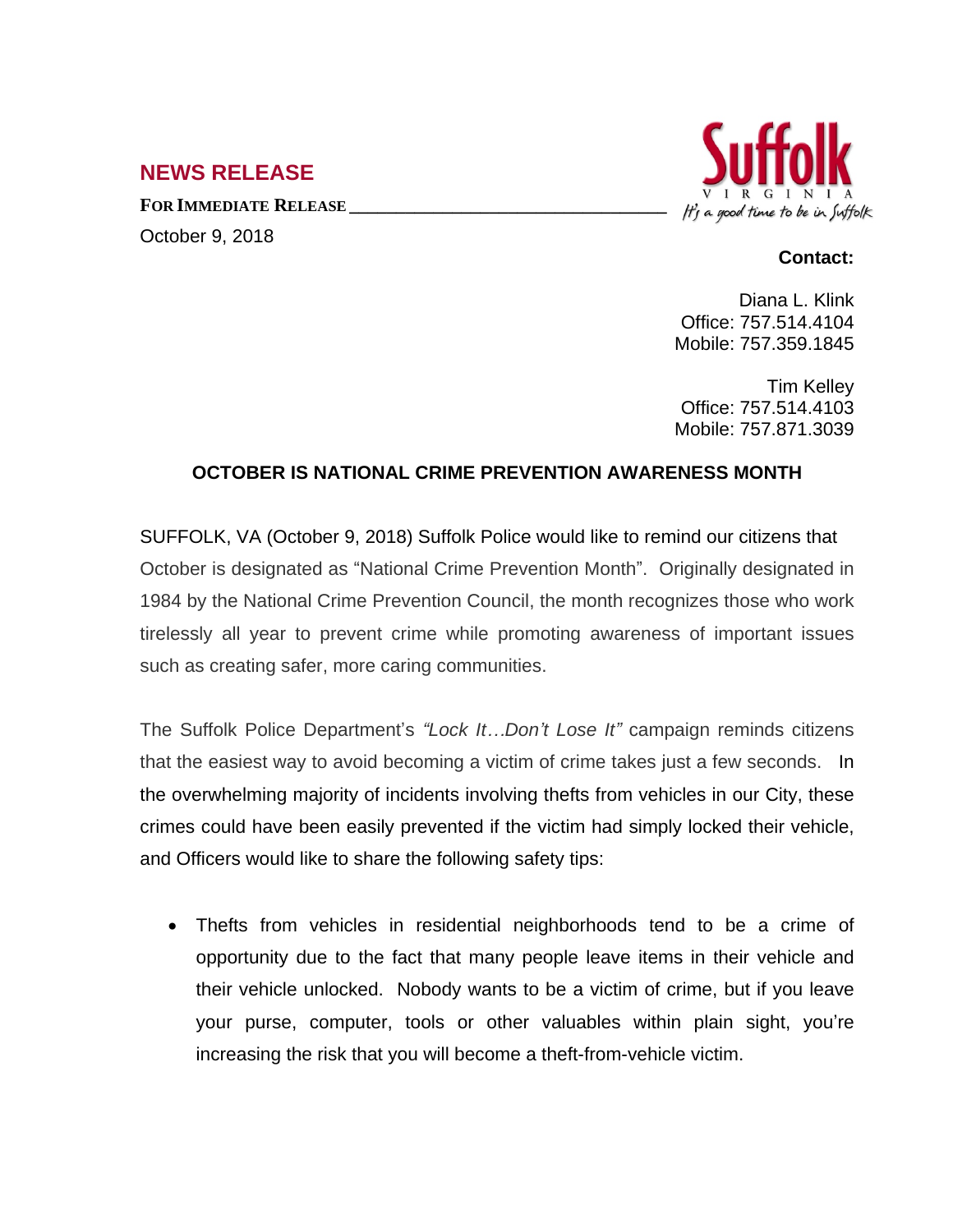## NEWS RELEASE

**FOR IMMEDIATE RELEASE**

October 9, 2018

Suffolk VIRGINIA
It's a good time to be in Suffolk

**Contact:**

Diana L. Klink
Office: 757.514.4104
Mobile: 757.359.1845

Tim Kelley
Office: 757.514.4103
Mobile: 757.871.3039

### OCTOBER IS NATIONAL CRIME PREVENTION AWARENESS MONTH

SUFFOLK, VA (October 9, 2018) Suffolk Police would like to remind our citizens that October is designated as "National Crime Prevention Month". Originally designated in 1984 by the National Crime Prevention Council, the month recognizes those who work tirelessly all year to prevent crime while promoting awareness of important issues such as creating safer, more caring communities.

The Suffolk Police Department's *"Lock It…Don't Lose It"* campaign reminds citizens that the easiest way to avoid becoming a victim of crime takes just a few seconds. In the overwhelming majority of incidents involving thefts from vehicles in our City, these crimes could have been easily prevented if the victim had simply locked their vehicle, and Officers would like to share the following safety tips:

- Thefts from vehicles in residential neighborhoods tend to be a crime of opportunity due to the fact that many people leave items in their vehicle and their vehicle unlocked. Nobody wants to be a victim of crime, but if you leave your purse, computer, tools or other valuables within plain sight, you're increasing the risk that you will become a theft-from-vehicle victim.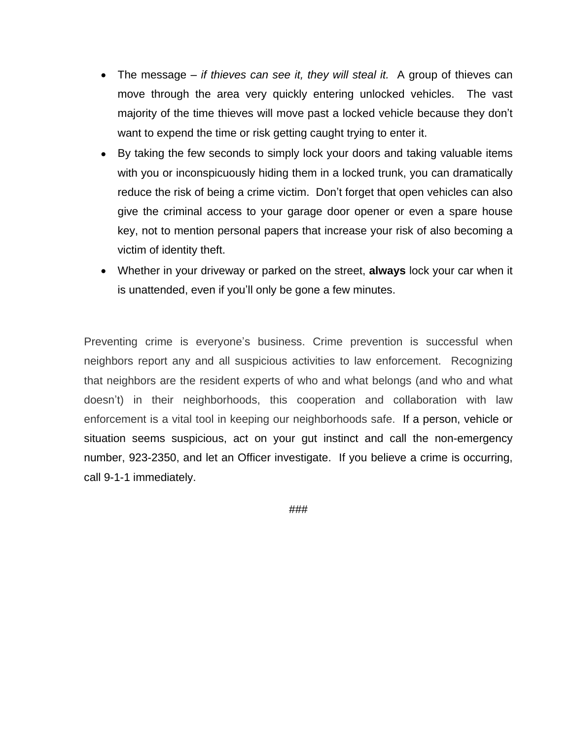- The message – *if thieves can see it, they will steal it.* A group of thieves can move through the area very quickly entering unlocked vehicles. The vast majority of the time thieves will move past a locked vehicle because they don't want to expend the time or risk getting caught trying to enter it.
- By taking the few seconds to simply lock your doors and taking valuable items with you or inconspicuously hiding them in a locked trunk, you can dramatically reduce the risk of being a crime victim. Don't forget that open vehicles can also give the criminal access to your garage door opener or even a spare house key, not to mention personal papers that increase your risk of also becoming a victim of identity theft.
- Whether in your driveway or parked on the street, **always** lock your car when it is unattended, even if you'll only be gone a few minutes.

Preventing crime is everyone's business. Crime prevention is successful when neighbors report any and all suspicious activities to law enforcement. Recognizing that neighbors are the resident experts of who and what belongs (and who and what doesn't) in their neighborhoods, this cooperation and collaboration with law enforcement is a vital tool in keeping our neighborhoods safe. If a person, vehicle or situation seems suspicious, act on your gut instinct and call the non-emergency number, 923-2350, and let an Officer investigate. If you believe a crime is occurring, call 9-1-1 immediately.

###